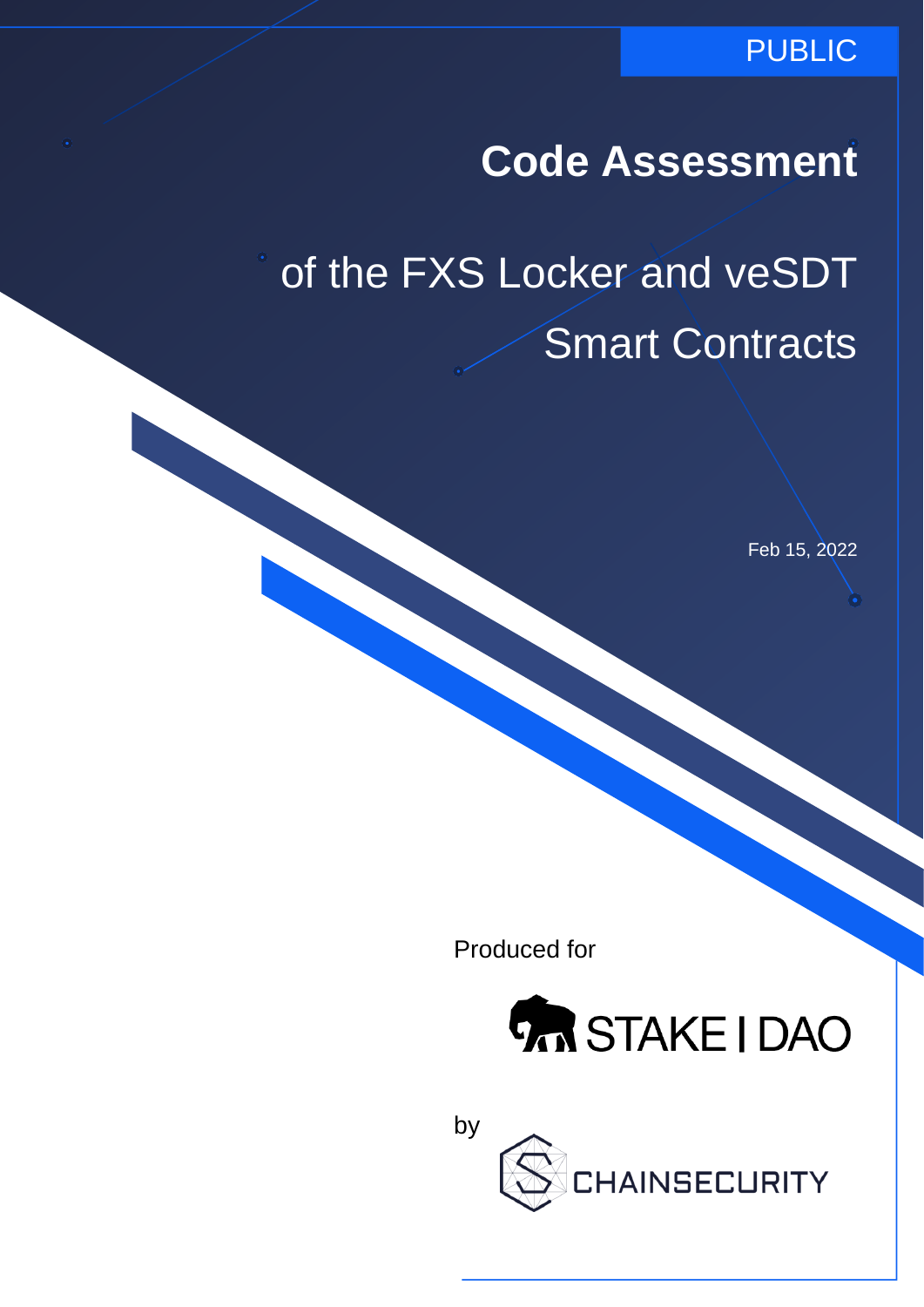PUBLIC

# Code Assessment

## of the FXS Locker and veSDT Smart Contracts

Feb 15, 2022

Produced for

STAKE | DAO

by

CHAINSECURITY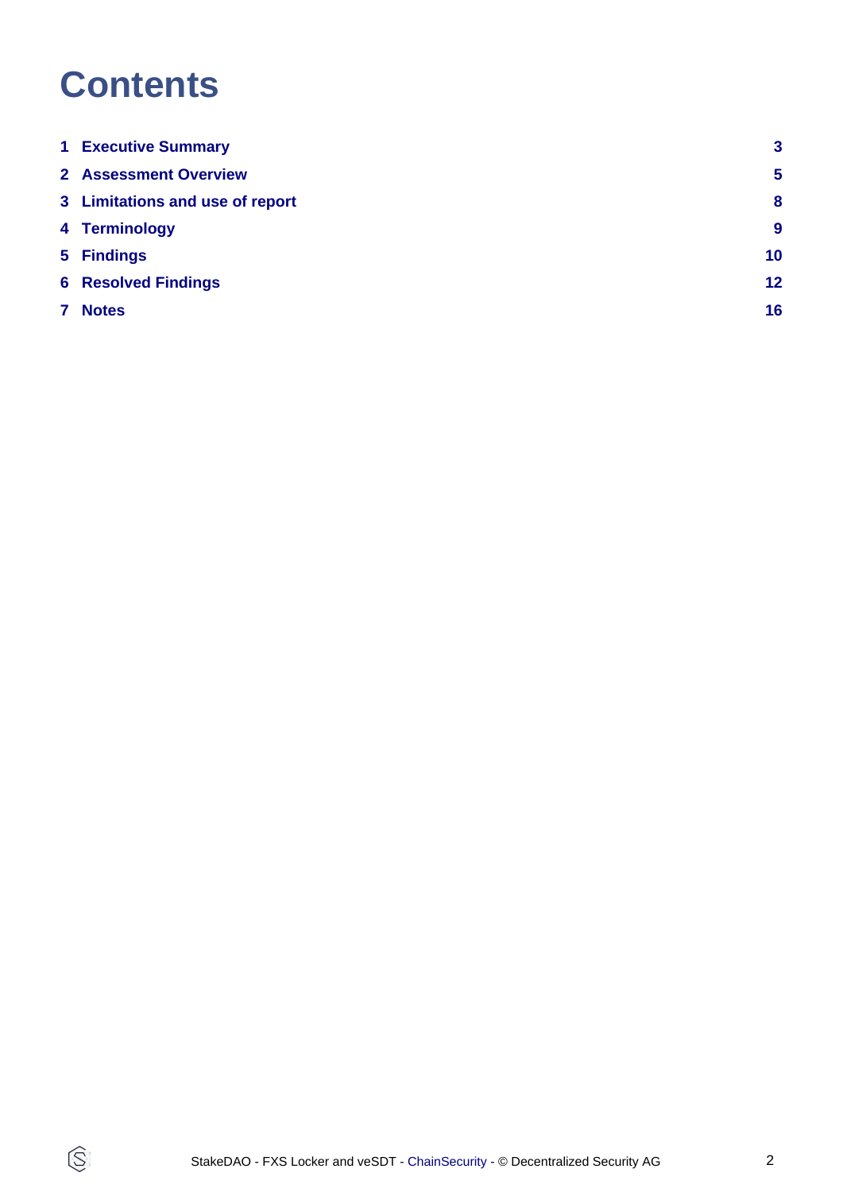# Contents

| | | |
|---|---|---|
| 1 | Executive Summary | 3 |
| 2 | Assessment Overview | 5 |
| 3 | Limitations and use of report | 8 |
| 4 | Terminology | 9 |
| 5 | Findings | 10 |
| 6 | Resolved Findings | 12 |
| 7 | Notes | 16 |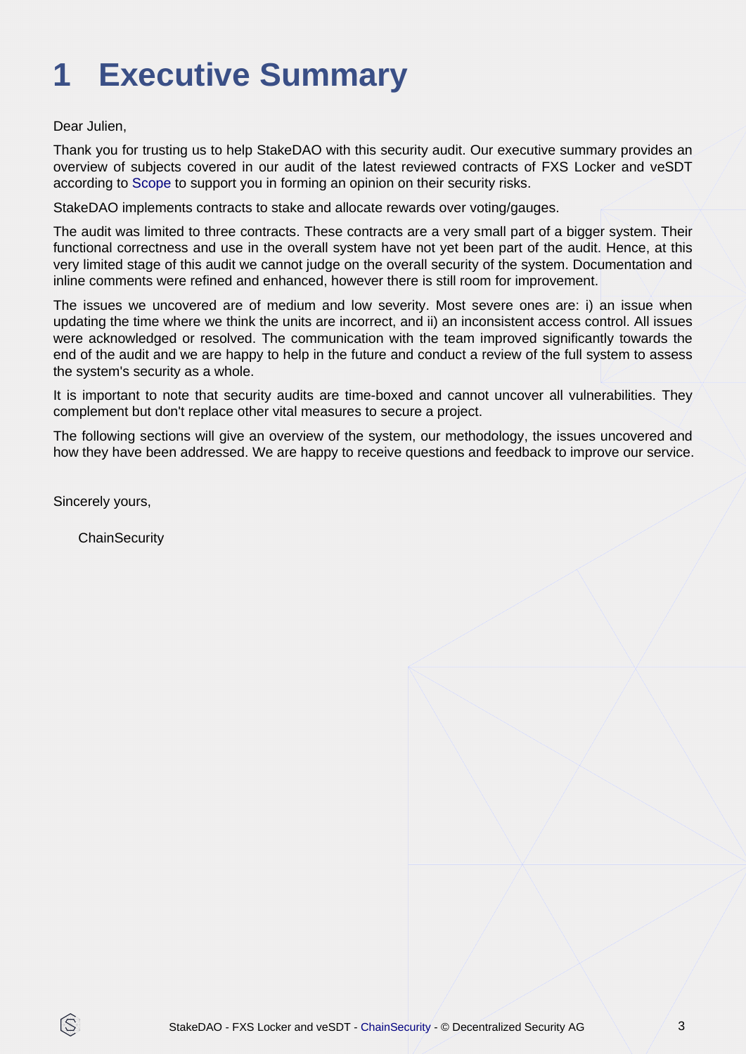# 1 Executive Summary

Dear Julien,

Thank you for trusting us to help StakeDAO with this security audit. Our executive summary provides an overview of subjects covered in our audit of the latest reviewed contracts of FXS Locker and veSDT according to Scope to support you in forming an opinion on their security risks.

StakeDAO implements contracts to stake and allocate rewards over voting/gauges.

The audit was limited to three contracts. These contracts are a very small part of a bigger system. Their functional correctness and use in the overall system have not yet been part of the audit. Hence, at this very limited stage of this audit we cannot judge on the overall security of the system. Documentation and inline comments were refined and enhanced, however there is still room for improvement.

The issues we uncovered are of medium and low severity. Most severe ones are: i) an issue when updating the time where we think the units are incorrect, and ii) an inconsistent access control. All issues were acknowledged or resolved. The communication with the team improved significantly towards the end of the audit and we are happy to help in the future and conduct a review of the full system to assess the system's security as a whole.

It is important to note that security audits are time-boxed and cannot uncover all vulnerabilities. They complement but don't replace other vital measures to secure a project.

The following sections will give an overview of the system, our methodology, the issues uncovered and how they have been addressed. We are happy to receive questions and feedback to improve our service.

Sincerely yours,

ChainSecurity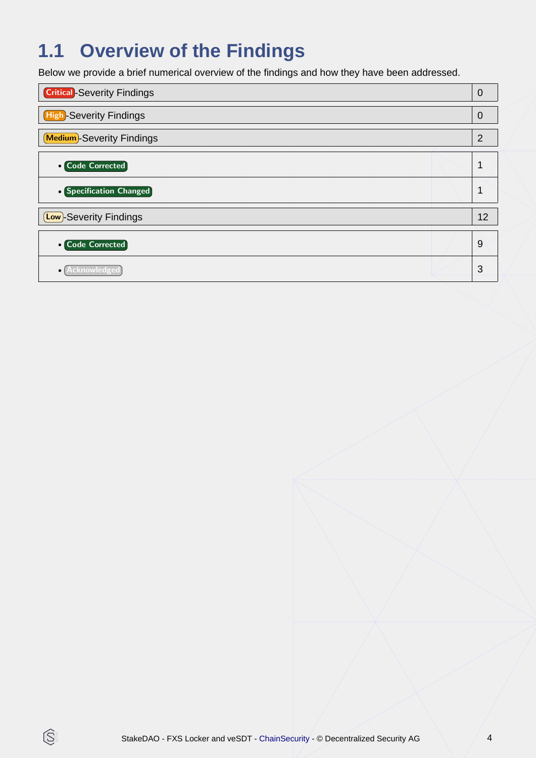## 1.1 Overview of the Findings

Below we provide a brief numerical overview of the findings and how they have been addressed.

| Findings | Count |
|---|---|
| Critical-Severity Findings | 0 |
| High-Severity Findings | 0 |
| Medium-Severity Findings | 2 |
| • Code Corrected | 1 |
| • Specification Changed | 1 |
| Low-Severity Findings | 12 |
| • Code Corrected | 9 |
| • Acknowledged | 3 |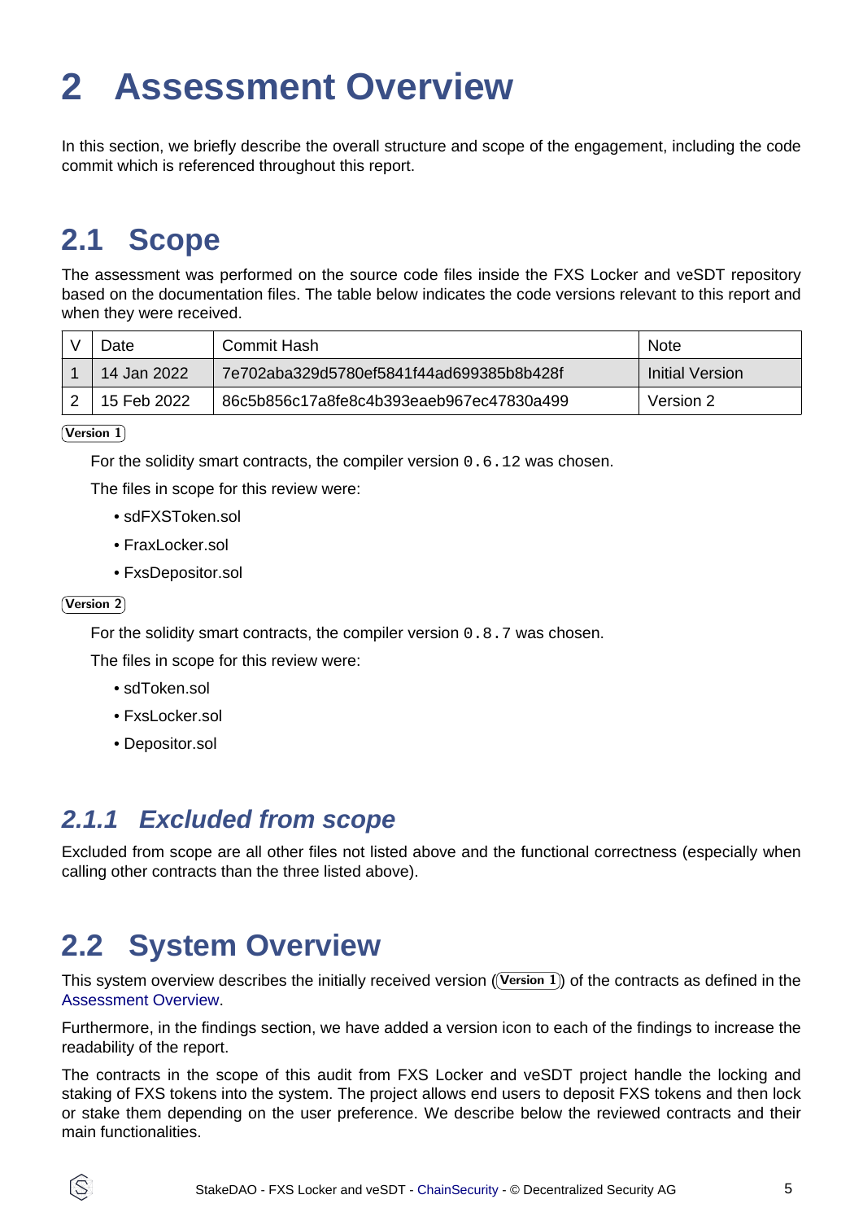# 2 Assessment Overview

In this section, we briefly describe the overall structure and scope of the engagement, including the code commit which is referenced throughout this report.

## 2.1 Scope

The assessment was performed on the source code files inside the FXS Locker and veSDT repository based on the documentation files. The table below indicates the code versions relevant to this report and when they were received.

| V | Date | Commit Hash | Note |
|---|---|---|---|
| 1 | 14 Jan 2022 | 7e702aba329d5780ef5841f44ad699385b8b428f | Initial Version |
| 2 | 15 Feb 2022 | 86c5b856c17a8fe8c4b393eaeb967ec47830a499 | Version 2 |

**Version 1**

For the solidity smart contracts, the compiler version `0.6.12` was chosen.

The files in scope for this review were:

- sdFXSToken.sol
- FraxLocker.sol
- FxsDepositor.sol

**Version 2**

For the solidity smart contracts, the compiler version `0.8.7` was chosen.

The files in scope for this review were:

- sdToken.sol
- FxsLocker.sol
- Depositor.sol

### *2.1.1 Excluded from scope*

Excluded from scope are all other files not listed above and the functional correctness (especially when calling other contracts than the three listed above).

## 2.2 System Overview

This system overview describes the initially received version (**Version 1**) of the contracts as defined in the Assessment Overview.

Furthermore, in the findings section, we have added a version icon to each of the findings to increase the readability of the report.

The contracts in the scope of this audit from FXS Locker and veSDT project handle the locking and staking of FXS tokens into the system. The project allows end users to deposit FXS tokens and then lock or stake them depending on the user preference. We describe below the reviewed contracts and their main functionalities.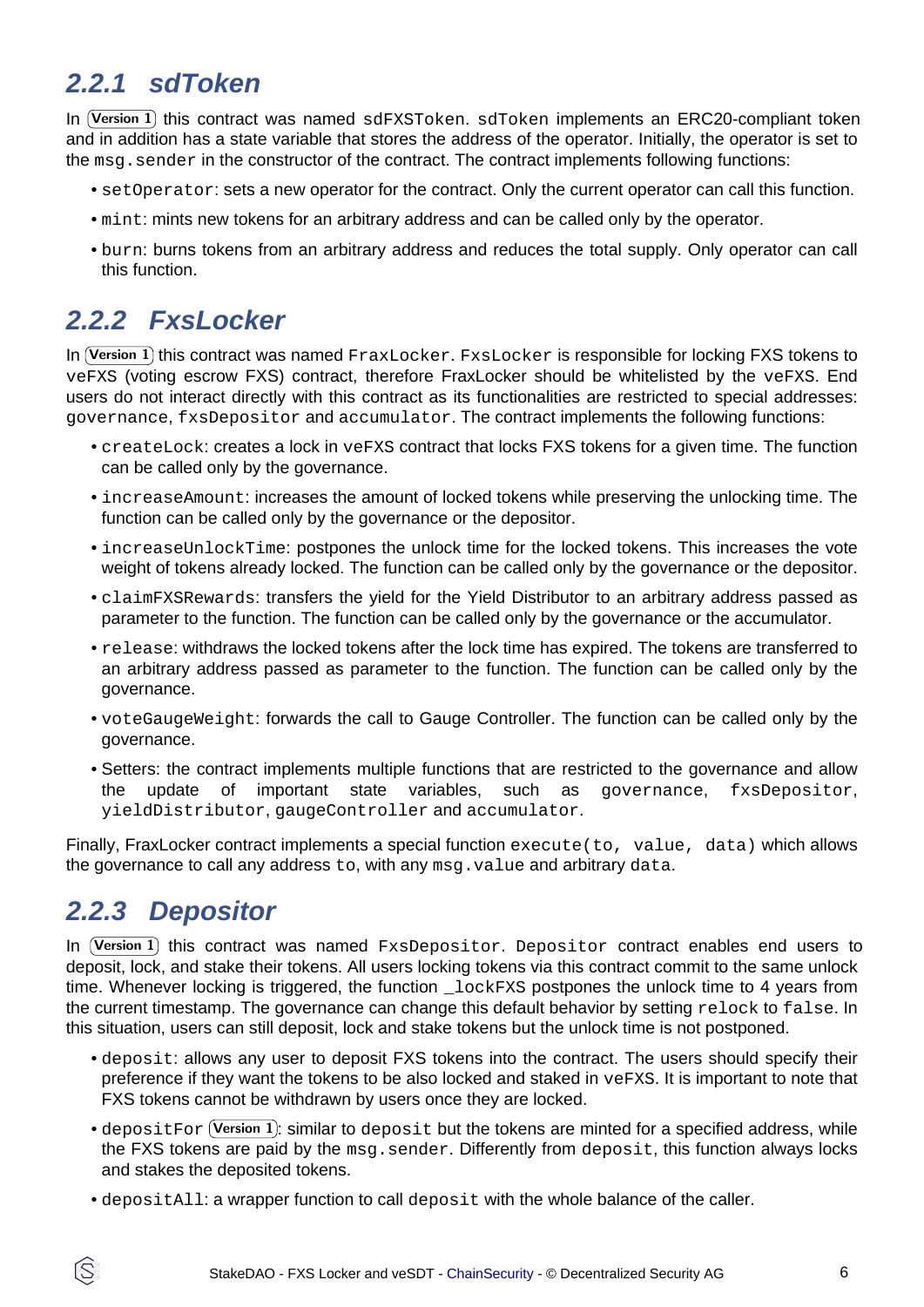### 2.2.1 sdToken

In (Version 1) this contract was named `sdFXSToken`. `sdToken` implements an ERC20-compliant token and in addition has a state variable that stores the address of the operator. Initially, the operator is set to the `msg.sender` in the constructor of the contract. The contract implements following functions:

- `setOperator`: sets a new operator for the contract. Only the current operator can call this function.
- `mint`: mints new tokens for an arbitrary address and can be called only by the operator.
- `burn`: burns tokens from an arbitrary address and reduces the total supply. Only operator can call this function.

### 2.2.2 FxsLocker

In (Version 1) this contract was named `FraxLocker`. `FxsLocker` is responsible for locking FXS tokens to `veFXS` (voting escrow FXS) contract, therefore FraxLocker should be whitelisted by the `veFXS`. End users do not interact directly with this contract as its functionalities are restricted to special addresses: `governance`, `fxsDepositor` and `accumulator`. The contract implements the following functions:

- `createLock`: creates a lock in `veFXS` contract that locks FXS tokens for a given time. The function can be called only by the governance.
- `increaseAmount`: increases the amount of locked tokens while preserving the unlocking time. The function can be called only by the governance or the depositor.
- `increaseUnlockTime`: postpones the unlock time for the locked tokens. This increases the vote weight of tokens already locked. The function can be called only by the governance or the depositor.
- `claimFXSRewards`: transfers the yield for the Yield Distributor to an arbitrary address passed as parameter to the function. The function can be called only by the governance or the accumulator.
- `release`: withdraws the locked tokens after the lock time has expired. The tokens are transferred to an arbitrary address passed as parameter to the function. The function can be called only by the governance.
- `voteGaugeWeight`: forwards the call to Gauge Controller. The function can be called only by the governance.
- Setters: the contract implements multiple functions that are restricted to the governance and allow the update of important state variables, such as `governance`, `fxsDepositor`, `yieldDistributor`, `gaugeController` and `accumulator`.

Finally, FraxLocker contract implements a special function `execute(to, value, data)` which allows the governance to call any address `to`, with any `msg.value` and arbitrary `data`.

### 2.2.3 Depositor

In (Version 1) this contract was named `FxsDepositor`. `Depositor` contract enables end users to deposit, lock, and stake their tokens. All users locking tokens via this contract commit to the same unlock time. Whenever locking is triggered, the function _lockFXS postpones the unlock time to 4 years from the current timestamp. The governance can change this default behavior by setting `relock` to `false`. In this situation, users can still deposit, lock and stake tokens but the unlock time is not postponed.

- `deposit`: allows any user to deposit FXS tokens into the contract. The users should specify their preference if they want the tokens to be also locked and staked in `veFXS`. It is important to note that FXS tokens cannot be withdrawn by users once they are locked.
- `depositFor` (Version 1): similar to `deposit` but the tokens are minted for a specified address, while the FXS tokens are paid by the `msg.sender`. Differently from `deposit`, this function always locks and stakes the deposited tokens.
- `depositAll`: a wrapper function to call `deposit` with the whole balance of the caller.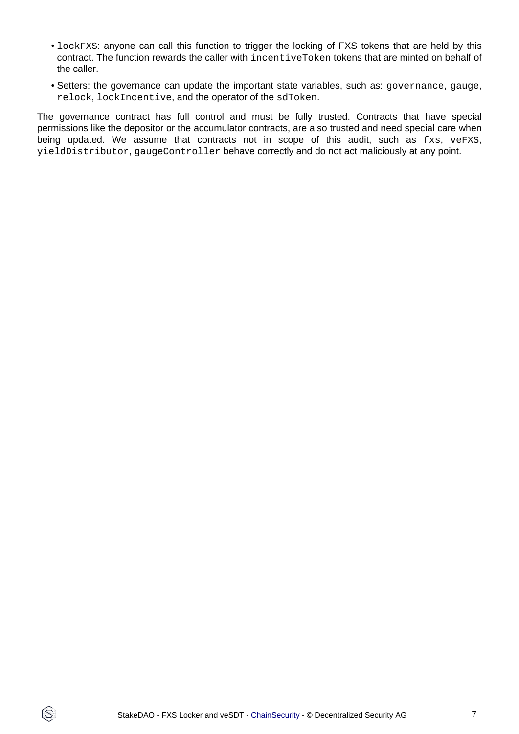- `lockFXS`: anyone can call this function to trigger the locking of FXS tokens that are held by this contract. The function rewards the caller with `incentiveToken` tokens that are minted on behalf of the caller.
- Setters: the governance can update the important state variables, such as: `governance`, `gauge`, `relock`, `lockIncentive`, and the operator of the `sdToken`.

The governance contract has full control and must be fully trusted. Contracts that have special permissions like the depositor or the accumulator contracts, are also trusted and need special care when being updated. We assume that contracts not in scope of this audit, such as `fxs`, `veFXS`, `yieldDistributor`, `gaugeController` behave correctly and do not act maliciously at any point.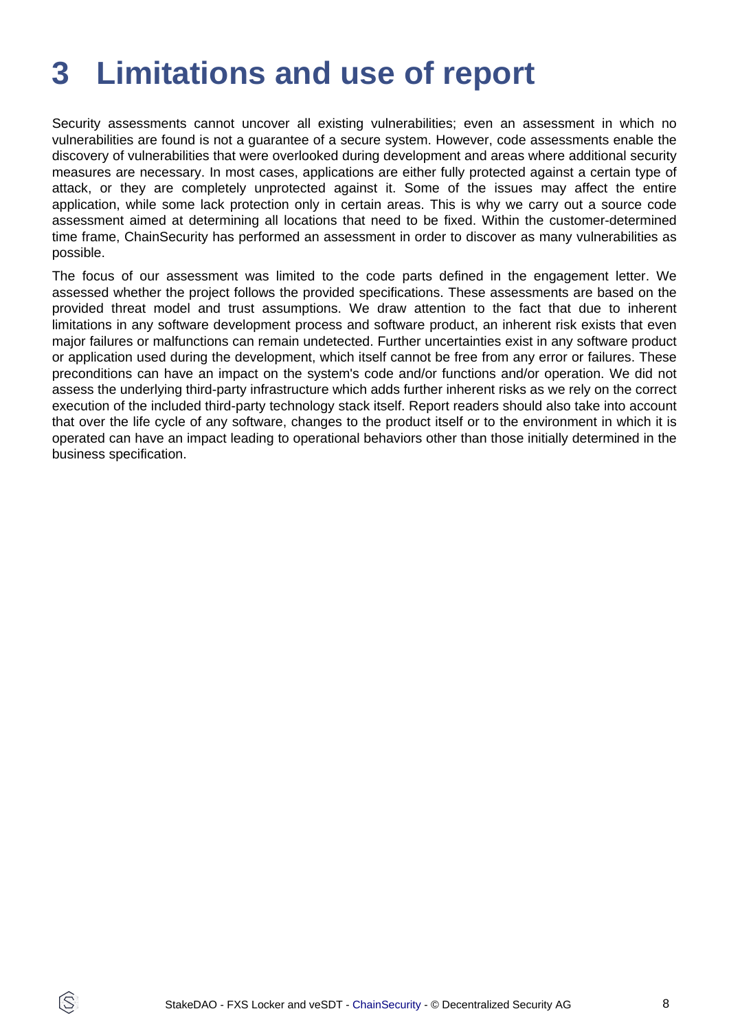# 3 Limitations and use of report

Security assessments cannot uncover all existing vulnerabilities; even an assessment in which no vulnerabilities are found is not a guarantee of a secure system. However, code assessments enable the discovery of vulnerabilities that were overlooked during development and areas where additional security measures are necessary. In most cases, applications are either fully protected against a certain type of attack, or they are completely unprotected against it. Some of the issues may affect the entire application, while some lack protection only in certain areas. This is why we carry out a source code assessment aimed at determining all locations that need to be fixed. Within the customer-determined time frame, ChainSecurity has performed an assessment in order to discover as many vulnerabilities as possible.

The focus of our assessment was limited to the code parts defined in the engagement letter. We assessed whether the project follows the provided specifications. These assessments are based on the provided threat model and trust assumptions. We draw attention to the fact that due to inherent limitations in any software development process and software product, an inherent risk exists that even major failures or malfunctions can remain undetected. Further uncertainties exist in any software product or application used during the development, which itself cannot be free from any error or failures. These preconditions can have an impact on the system's code and/or functions and/or operation. We did not assess the underlying third-party infrastructure which adds further inherent risks as we rely on the correct execution of the included third-party technology stack itself. Report readers should also take into account that over the life cycle of any software, changes to the product itself or to the environment in which it is operated can have an impact leading to operational behaviors other than those initially determined in the business specification.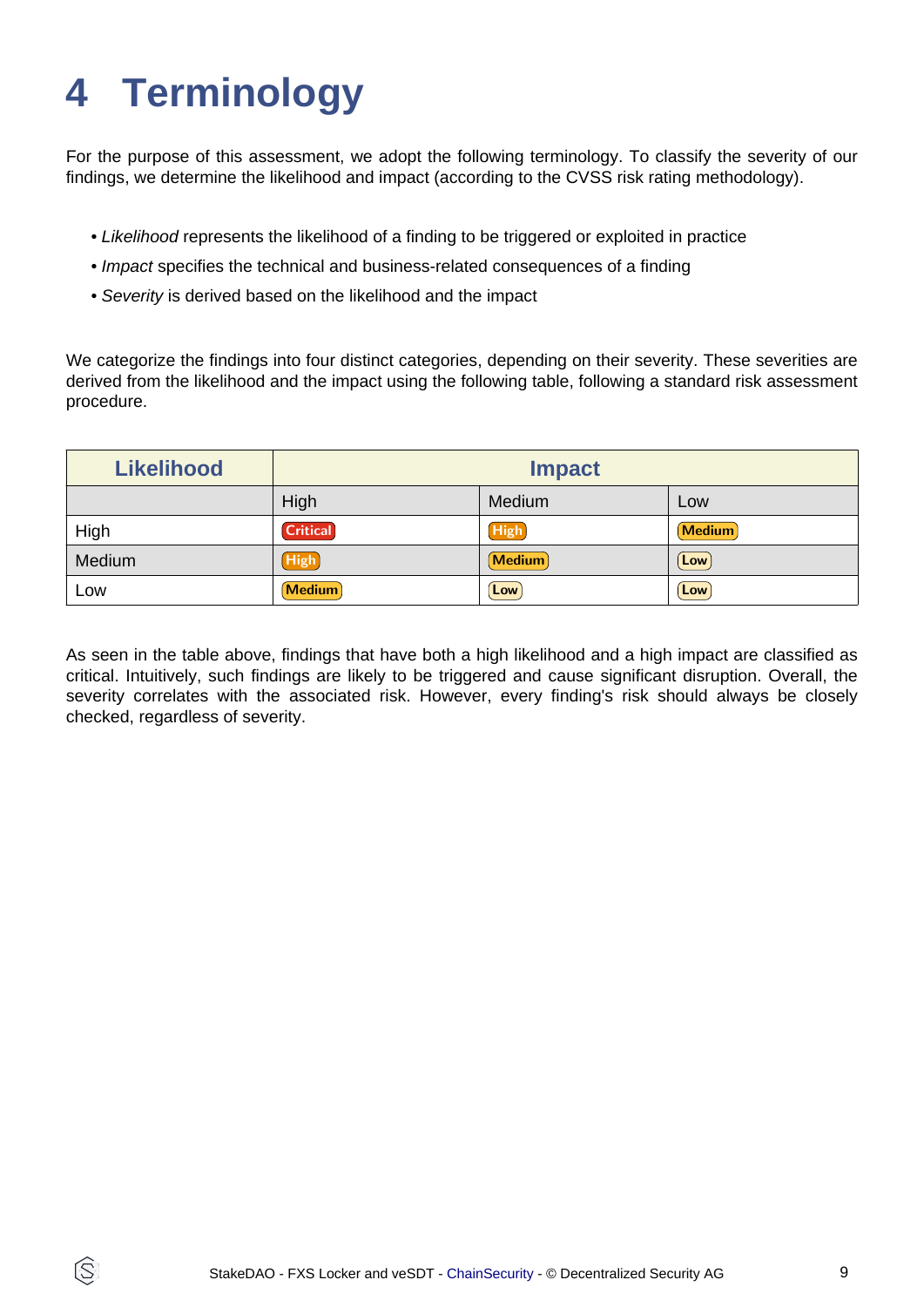# 4 Terminology

For the purpose of this assessment, we adopt the following terminology. To classify the severity of our findings, we determine the likelihood and impact (according to the CVSS risk rating methodology).

- *Likelihood* represents the likelihood of a finding to be triggered or exploited in practice
- *Impact* specifies the technical and business-related consequences of a finding
- *Severity* is derived based on the likelihood and the impact

We categorize the findings into four distinct categories, depending on their severity. These severities are derived from the likelihood and the impact using the following table, following a standard risk assessment procedure.

| Likelihood | Impact | | |
|---|---|---|---|
| | High | Medium | Low |
| High | Critical | High | Medium |
| Medium | High | Medium | Low |
| Low | Medium | Low | Low |

As seen in the table above, findings that have both a high likelihood and a high impact are classified as critical. Intuitively, such findings are likely to be triggered and cause significant disruption. Overall, the severity correlates with the associated risk. However, every finding's risk should always be closely checked, regardless of severity.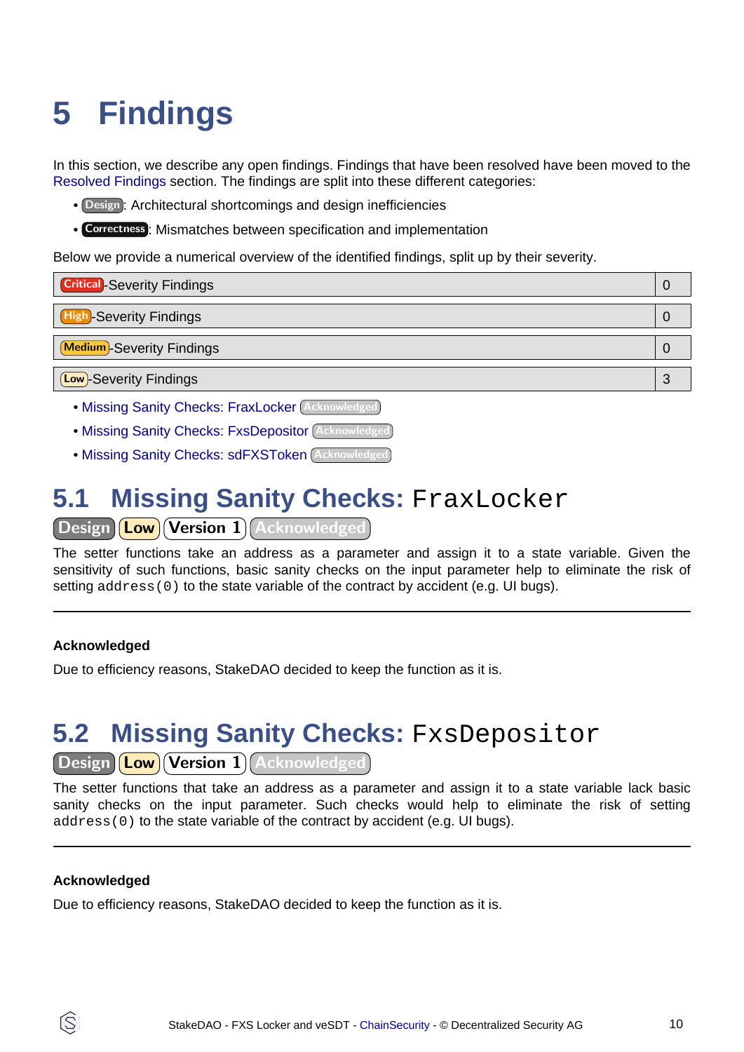# 5 Findings

In this section, we describe any open findings. Findings that have been resolved have been moved to the Resolved Findings section. The findings are split into these different categories:

- Design: Architectural shortcomings and design inefficiencies
- Correctness: Mismatches between specification and implementation

Below we provide a numerical overview of the identified findings, split by their severity.

| | |
|---|---|
| Critical-Severity Findings | 0 |
| High-Severity Findings | 0 |
| Medium-Severity Findings | 0 |
| Low-Severity Findings | 3 |

- Missing Sanity Checks: FraxLocker Acknowledged
- Missing Sanity Checks: FxsDepositor Acknowledged
- Missing Sanity Checks: sdFXSToken Acknowledged

## 5.1 Missing Sanity Checks: `FraxLocker`

Design Low Version 1 Acknowledged

The setter functions take an address as a parameter and assign it to a state variable. Given the sensitivity of such functions, basic sanity checks on the input parameter help to eliminate the risk of setting `address(0)` to the state variable of the contract by accident (e.g. UI bugs).

---

**Acknowledged**

Due to efficiency reasons, StakeDAO decided to keep the function as it is.

## 5.2 Missing Sanity Checks: `FxsDepositor`

Design Low Version 1 Acknowledged

The setter functions that take an address as a parameter and assign it to a state variable lack basic sanity checks on the input parameter. Such checks would help to eliminate the risk of setting `address(0)` to the state variable of the contract by accident (e.g. UI bugs).

---

**Acknowledged**

Due to efficiency reasons, StakeDAO decided to keep the function as it is.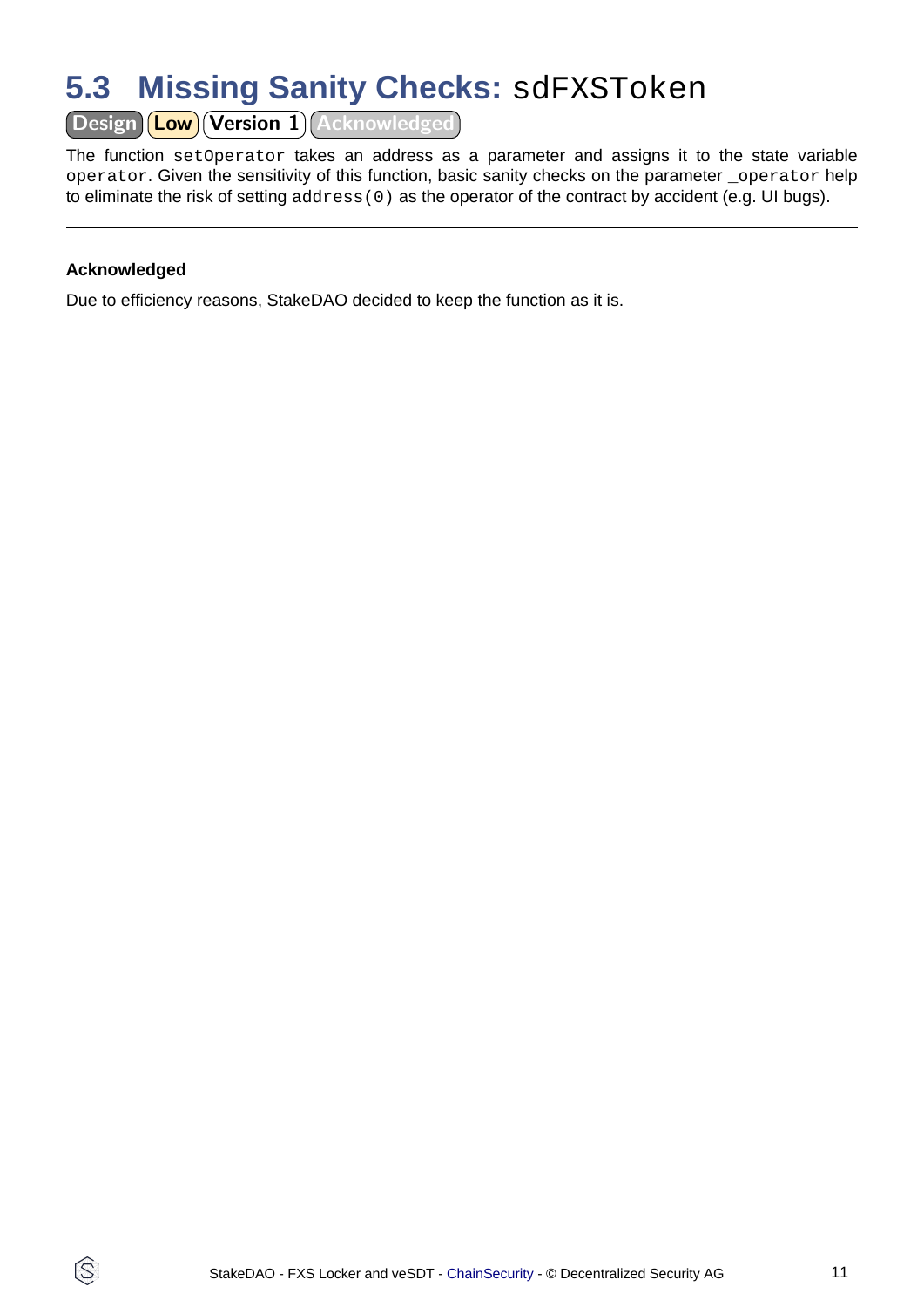## 5.3 Missing Sanity Checks: `sdFXSToken`

Design | Low | Version 1 | Acknowledged

The function `setOperator` takes an address as a parameter and assigns it to the state variable `operator`. Given the sensitivity of this function, basic sanity checks on the parameter `_operator` help to eliminate the risk of setting `address(0)` as the operator of the contract by accident (e.g. UI bugs).

---

**Acknowledged**

Due to efficiency reasons, StakeDAO decided to keep the function as it is.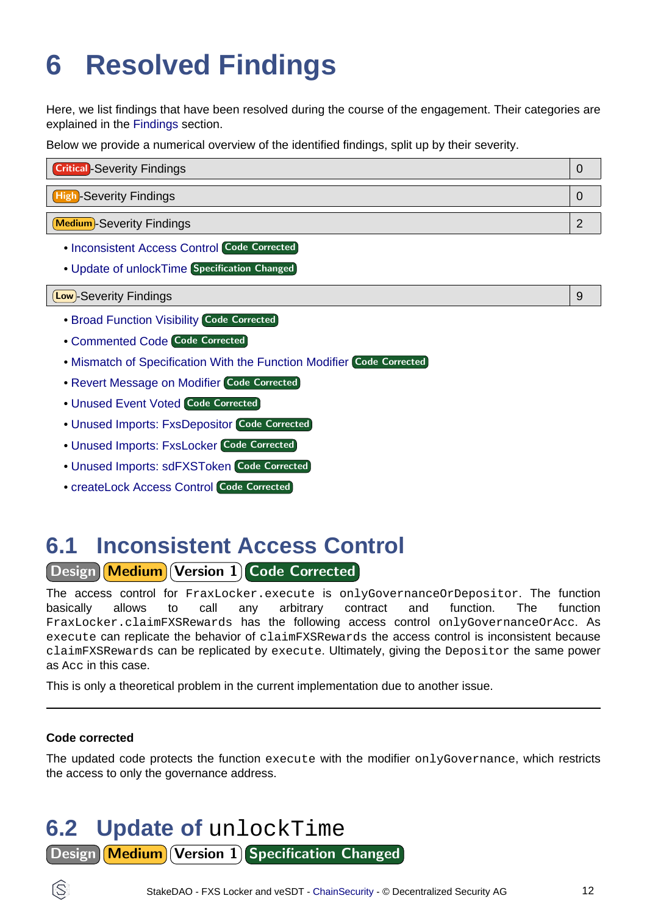# 6 Resolved Findings

Here, we list findings that have been resolved during the course of the engagement. Their categories are explained in the Findings section.

Below we provide a numerical overview of the identified findings, split up by their severity.

| Critical-Severity Findings | 0 |
|---|---|

| High-Severity Findings | 0 |
|---|---|

| Medium-Severity Findings | 2 |
|---|---|

- Inconsistent Access Control Code Corrected
- Update of unlockTime Specification Changed

| Low-Severity Findings | 9 |
|---|---|

- Broad Function Visibility Code Corrected
- Commented Code Code Corrected
- Mismatch of Specification With the Function Modifier Code Corrected
- Revert Message on Modifier Code Corrected
- Unused Event Voted Code Corrected
- Unused Imports: FxsDepositor Code Corrected
- Unused Imports: FxsLocker Code Corrected
- Unused Imports: sdFXSToken Code Corrected
- createLock Access Control Code Corrected

## 6.1 Inconsistent Access Control

Design Medium Version 1 Code Corrected

The access control for `FraxLocker.execute` is `onlyGovernanceOrDepositor`. The function basically allows to call any arbitrary contract and function. The function `FraxLocker.claimFXSRewards` has the following access control `onlyGovernanceOrAcc`. As `execute` can replicate the behavior of `claimFXSRewards` the access control is inconsistent because `claimFXSRewards` can be replicated by `execute`. Ultimately, giving the `Depositor` the same power as `Acc` in this case.

This is only a theoretical problem in the current implementation due to another issue.

---

**Code corrected**

The updated code protects the function `execute` with the modifier `onlyGovernance`, which restricts the access to only the governance address.

## 6.2 Update of `unlockTime`

Design Medium Version 1 Specification Changed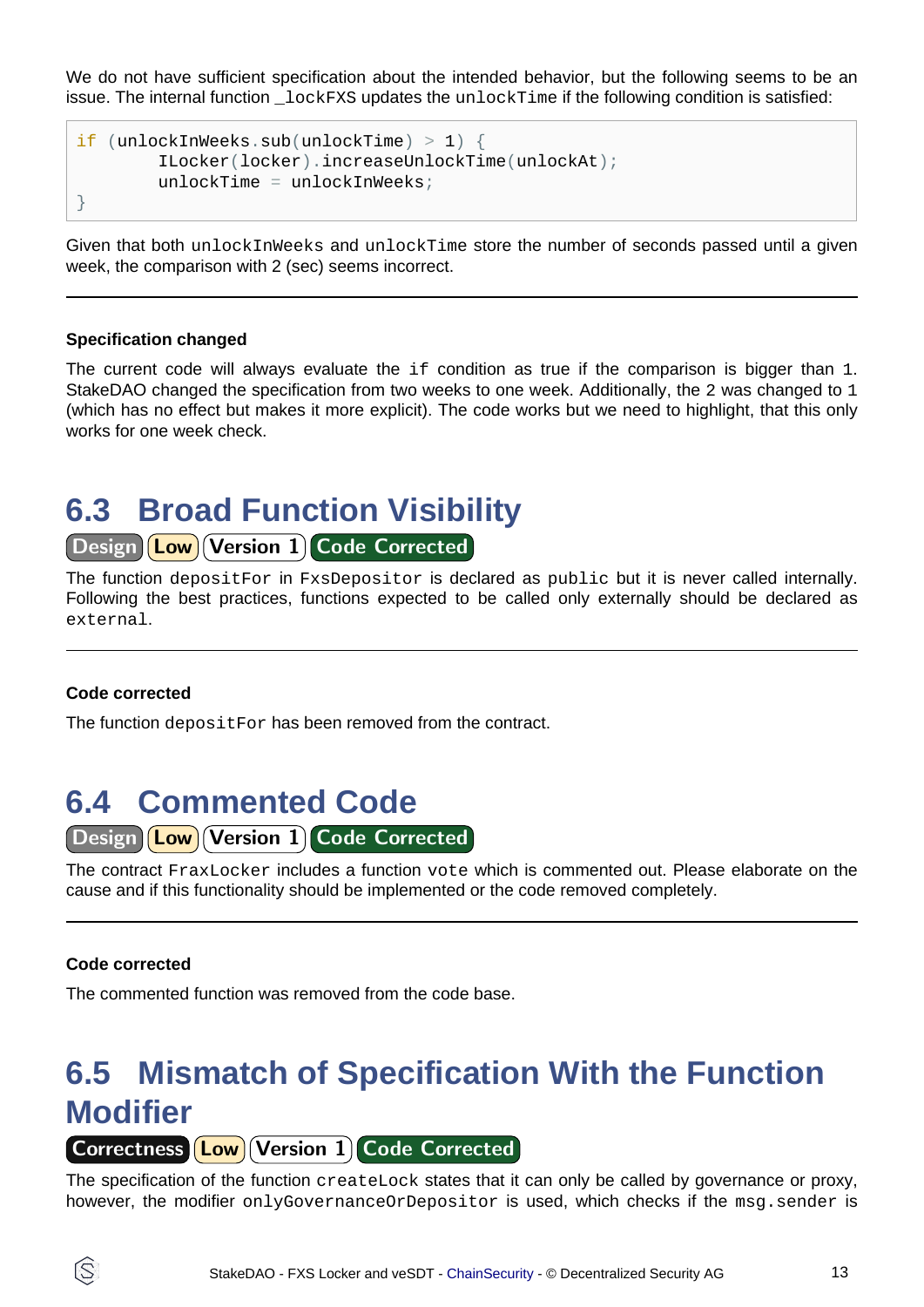We do not have sufficient specification about the intended behavior, but the following seems to be an issue. The internal function `_lockFXS` updates the `unlockTime` if the following condition is satisfied:

```
if (unlockInWeeks.sub(unlockTime) > 1) {
        ILocker(locker).increaseUnlockTime(unlockAt);
        unlockTime = unlockInWeeks;
}
```

Given that both `unlockInWeeks` and `unlockTime` store the number of seconds passed until a given week, the comparison with 2 (sec) seems incorrect.

---

#### Specification changed

The current code will always evaluate the `if` condition as true if the comparison is bigger than `1`. StakeDAO changed the specification from two weeks to one week. Additionally, the 2 was changed to `1` (which has no effect but makes it more explicit). The code works but we need to highlight, that this only works for one week check.

## 6.3 Broad Function Visibility

Design | Low | Version 1 | Code Corrected

The function `depositFor` in `FxsDepositor` is declared as `public` but it is never called internally. Following the best practices, functions expected to be called only externally should be declared as `external`.

---

#### Code corrected

The function `depositFor` has been removed from the contract.

## 6.4 Commented Code

Design | Low | Version 1 | Code Corrected

The contract `FraxLocker` includes a function `vote` which is commented out. Please elaborate on the cause and if this functionality should be implemented or the code removed completely.

---

#### Code corrected

The commented function was removed from the code base.

## 6.5 Mismatch of Specification With the Function Modifier

Correctness | Low | Version 1 | Code Corrected

The specification of the function `createLock` states that it can only be called by governance or proxy, however, the modifier `onlyGovernanceOrDepositor` is used, which checks if the `msg.sender` is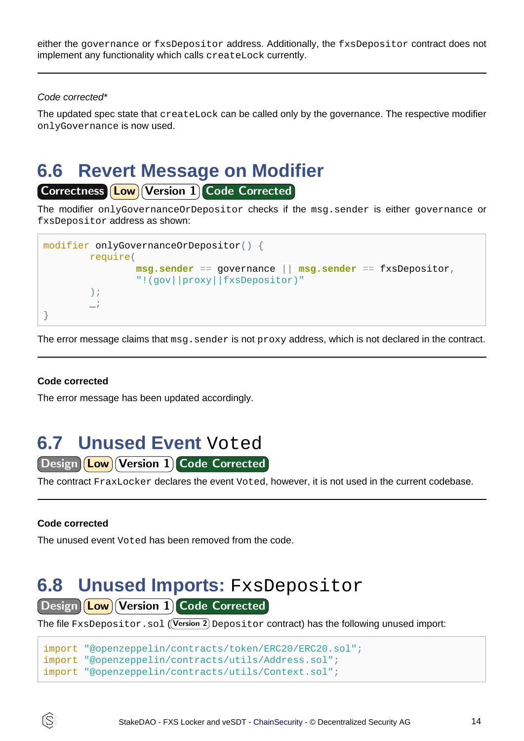either the `governance` or `fxsDepositor` address. Additionally, the `fxsDepositor` contract does not implement any functionality which calls `createLock` currently.

---

*Code corrected**

The updated spec state that `createLock` can be called only by the governance. The respective modifier `onlyGovernance` is now used.

## 6.6 Revert Message on Modifier

Correctness | Low | Version 1 | Code Corrected

The modifier `onlyGovernanceOrDepositor` checks if the `msg.sender` is either `governance` or `fxsDepositor` address as shown:

```
modifier onlyGovernanceOrDepositor() {
        require(
                msg.sender == governance || msg.sender == fxsDepositor,
                "!(gov||proxy||fxsDepositor)"
        );
        _;
}
```

The error message claims that `msg.sender` is not `proxy` address, which is not declared in the contract.

---

**Code corrected**

The error message has been updated accordingly.

## 6.7 Unused Event `Voted`

Design | Low | Version 1 | Code Corrected

The contract `FraxLocker` declares the event `Voted`, however, it is not used in the current codebase.

---

**Code corrected**

The unused event `Voted` has been removed from the code.

## 6.8 Unused Imports: `FxsDepositor`

Design | Low | Version 1 | Code Corrected

The file `FxsDepositor.sol` (Version 2 `Depositor` contract) has the following unused import:

```
import "@openzeppelin/contracts/token/ERC20/ERC20.sol";
import "@openzeppelin/contracts/utils/Address.sol";
import "@openzeppelin/contracts/utils/Context.sol";
```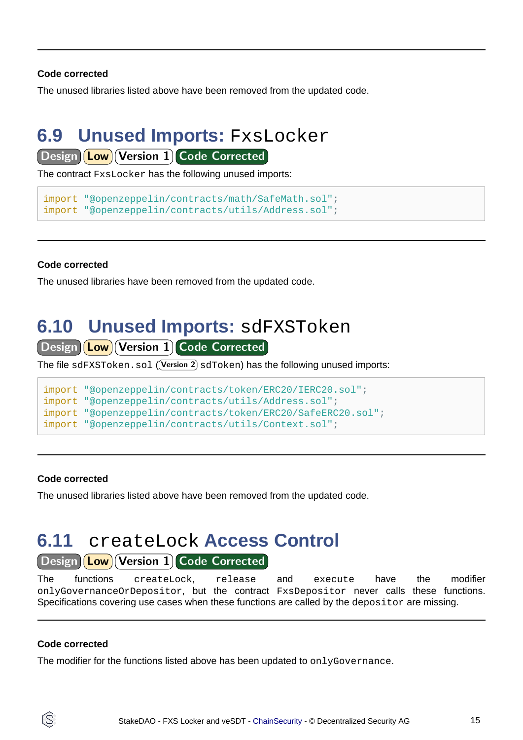**Code corrected**

The unused libraries listed above have been removed from the updated code.

## 6.9 Unused Imports: `FxsLocker`

Design | Low | Version 1 | Code Corrected

The contract `FxsLocker` has the following unused imports:

```
import "@openzeppelin/contracts/math/SafeMath.sol";
import "@openzeppelin/contracts/utils/Address.sol";
```

---

**Code corrected**

The unused libraries have been removed from the updated code.

## 6.10 Unused Imports: `sdFXSToken`

Design | Low | Version 1 | Code Corrected

The file `sdFXSToken.sol` (Version 2 `sdToken`) has the following unused imports:

```
import "@openzeppelin/contracts/token/ERC20/IERC20.sol";
import "@openzeppelin/contracts/utils/Address.sol";
import "@openzeppelin/contracts/token/ERC20/SafeERC20.sol";
import "@openzeppelin/contracts/utils/Context.sol";
```

---

**Code corrected**

The unused libraries listed above have been removed from the updated code.

## 6.11 `createLock` Access Control

Design | Low | Version 1 | Code Corrected

The functions `createLock`, `release` and `execute` have the modifier `onlyGovernanceOrDepositor`, but the contract `FxsDepositor` never calls these functions. Specifications covering use cases when these functions are called by the `depositor` are missing.

---

**Code corrected**

The modifier for the functions listed above has been updated to `onlyGovernance`.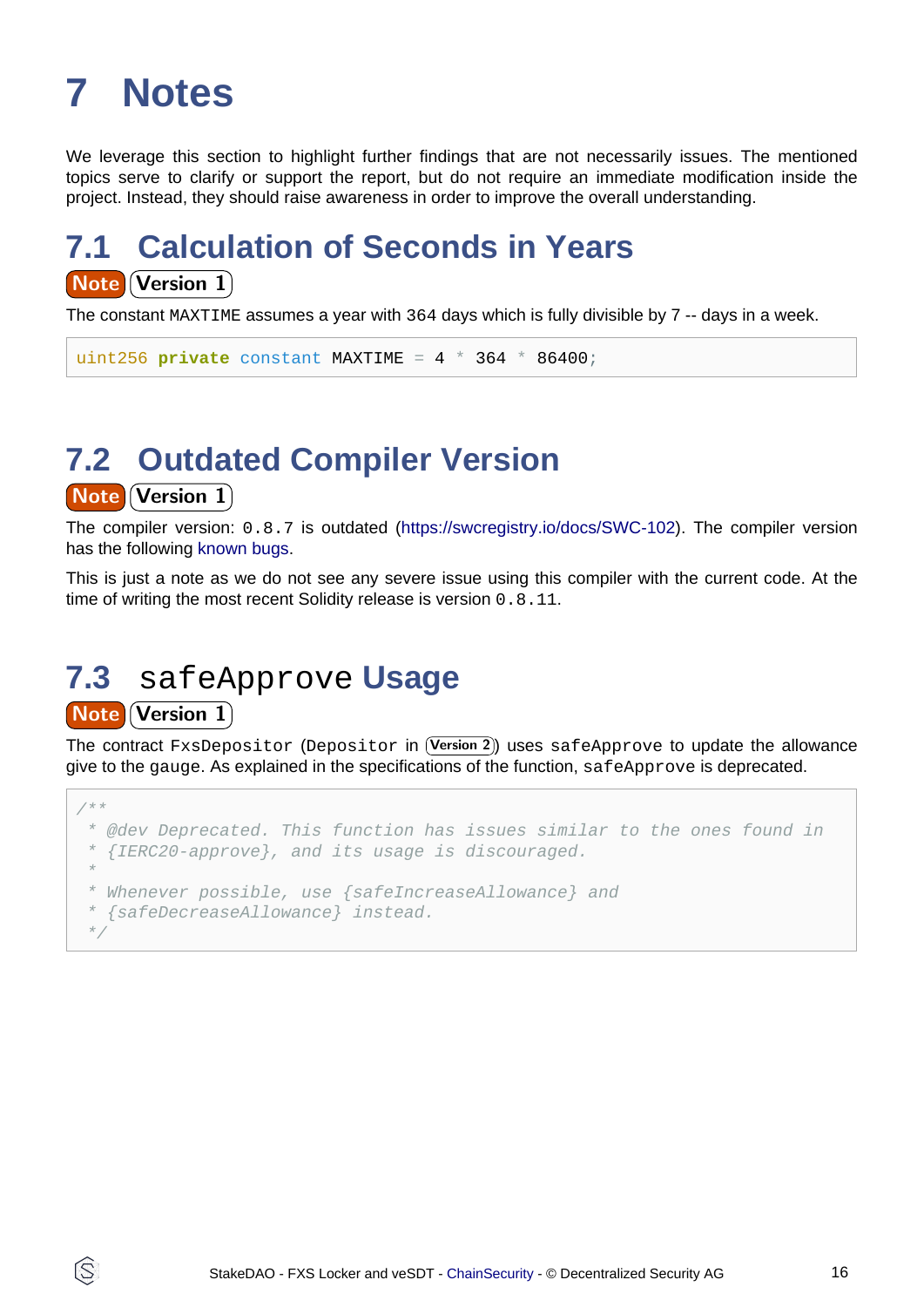# 7 Notes

We leverage this section to highlight further findings that are not necessarily issues. The mentioned topics serve to clarify or support the report, but do not require an immediate modification inside the project. Instead, they should raise awareness in order to improve the overall understanding.

## 7.1 Calculation of Seconds in Years

**Note** **Version 1**

The constant `MAXTIME` assumes a year with 364 days which is fully divisible by 7 -- days in a week.

```
uint256 private constant MAXTIME = 4 * 364 * 86400;
```

## 7.2 Outdated Compiler Version

**Note** **Version 1**

The compiler version: `0.8.7` is outdated (https://swcregistry.io/docs/SWC-102). The compiler version has the following known bugs.

This is just a note as we do not see any severe issue using this compiler with the current code. At the time of writing the most recent Solidity release is version `0.8.11`.

## 7.3 `safeApprove` Usage

**Note** **Version 1**

The contract `FxsDepositor` (`Depositor` in **Version 2**) uses `safeApprove` to update the allowance give to the `gauge`. As explained in the specifications of the function, `safeApprove` is deprecated.

```
/**
 * @dev Deprecated. This function has issues similar to the ones found in
 * {IERC20-approve}, and its usage is discouraged.
 *
 * Whenever possible, use {safeIncreaseAllowance} and
 * {safeDecreaseAllowance} instead.
 */
```